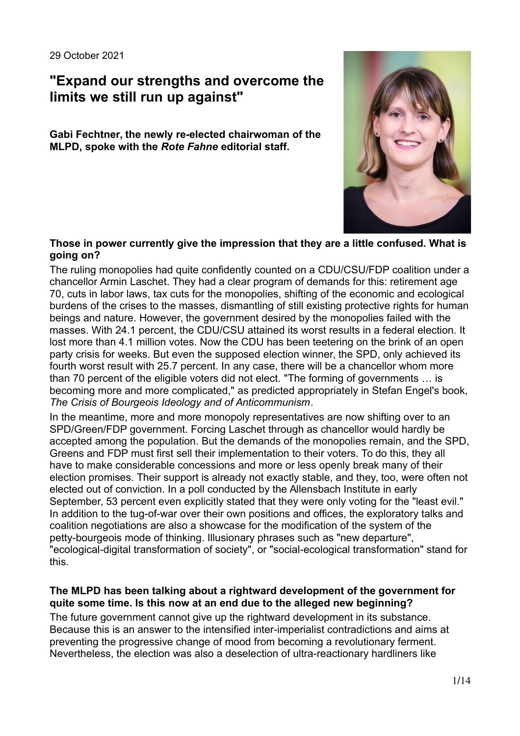29 October 2021

# "Expand our strengths and overcome the limits we still run up against"

**Gabi Fechtner, the newly re-elected chairwoman of the MLPD, spoke with the *Rote Fahne* editorial staff.**

**Those in power currently give the impression that they are a little confused. What is going on?**

The ruling monopolies had quite confidently counted on a CDU/CSU/FDP coalition under a chancellor Armin Laschet. They had a clear program of demands for this: retirement age 70, cuts in labor laws, tax cuts for the monopolies, shifting of the economic and ecological burdens of the crises to the masses, dismantling of still existing protective rights for human beings and nature. However, the government desired by the monopolies failed with the masses. With 24.1 percent, the CDU/CSU attained its worst results in a federal election. It lost more than 4.1 million votes. Now the CDU has been teetering on the brink of an open party crisis for weeks. But even the supposed election winner, the SPD, only achieved its fourth worst result with 25.7 percent. In any case, there will be a chancellor whom more than 70 percent of the eligible voters did not elect. "The forming of governments … is becoming more and more complicated," as predicted appropriately in Stefan Engel's book, *The Crisis of Bourgeois Ideology and of Anticommunism*.

In the meantime, more and more monopoly representatives are now shifting over to an SPD/Green/FDP government. Forcing Laschet through as chancellor would hardly be accepted among the population. But the demands of the monopolies remain, and the SPD, Greens and FDP must first sell their implementation to their voters. To do this, they all have to make considerable concessions and more or less openly break many of their election promises. Their support is already not exactly stable, and they, too, were often not elected out of conviction. In a poll conducted by the Allensbach Institute in early September, 53 percent even explicitly stated that they were only voting for the "least evil." In addition to the tug-of-war over their own positions and offices, the exploratory talks and coalition negotiations are also a showcase for the modification of the system of the petty-bourgeois mode of thinking. Illusionary phrases such as "new departure", "ecological-digital transformation of society", or "social-ecological transformation" stand for this.

**The MLPD has been talking about a rightward development of the government for quite some time. Is this now at an end due to the alleged new beginning?**

The future government cannot give up the rightward development in its substance. Because this is an answer to the intensified inter-imperialist contradictions and aims at preventing the progressive change of mood from becoming a revolutionary ferment. Nevertheless, the election was also a deselection of ultra-reactionary hardliners like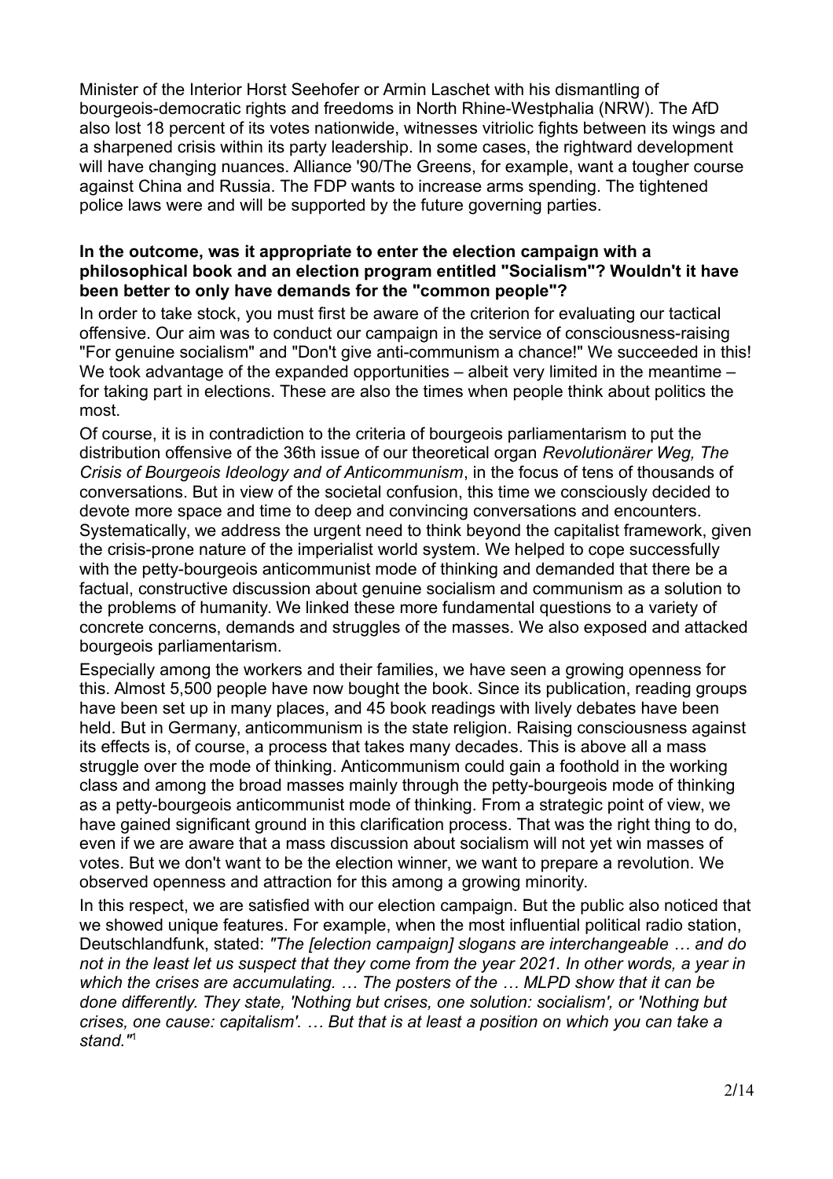Minister of the Interior Horst Seehofer or Armin Laschet with his dismantling of bourgeois-democratic rights and freedoms in North Rhine-Westphalia (NRW). The AfD also lost 18 percent of its votes nationwide, witnesses vitriolic fights between its wings and a sharpened crisis within its party leadership. In some cases, the rightward development will have changing nuances. Alliance '90/The Greens, for example, want a tougher course against China and Russia. The FDP wants to increase arms spending. The tightened police laws were and will be supported by the future governing parties.

**In the outcome, was it appropriate to enter the election campaign with a philosophical book and an election program entitled "Socialism"? Wouldn't it have been better to only have demands for the "common people"?**

In order to take stock, you must first be aware of the criterion for evaluating our tactical offensive. Our aim was to conduct our campaign in the service of consciousness-raising "For genuine socialism" and "Don't give anti-communism a chance!" We succeeded in this! We took advantage of the expanded opportunities – albeit very limited in the meantime – for taking part in elections. These are also the times when people think about politics the most.

Of course, it is in contradiction to the criteria of bourgeois parliamentarism to put the distribution offensive of the 36th issue of our theoretical organ *Revolutionärer Weg, The Crisis of Bourgeois Ideology and of Anticommunism*, in the focus of tens of thousands of conversations. But in view of the societal confusion, this time we consciously decided to devote more space and time to deep and convincing conversations and encounters. Systematically, we address the urgent need to think beyond the capitalist framework, given the crisis-prone nature of the imperialist world system. We helped to cope successfully with the petty-bourgeois anticommunist mode of thinking and demanded that there be a factual, constructive discussion about genuine socialism and communism as a solution to the problems of humanity. We linked these more fundamental questions to a variety of concrete concerns, demands and struggles of the masses. We also exposed and attacked bourgeois parliamentarism.

Especially among the workers and their families, we have seen a growing openness for this. Almost 5,500 people have now bought the book. Since its publication, reading groups have been set up in many places, and 45 book readings with lively debates have been held. But in Germany, anticommunism is the state religion. Raising consciousness against its effects is, of course, a process that takes many decades. This is above all a mass struggle over the mode of thinking. Anticommunism could gain a foothold in the working class and among the broad masses mainly through the petty-bourgeois mode of thinking as a petty-bourgeois anticommunist mode of thinking. From a strategic point of view, we have gained significant ground in this clarification process. That was the right thing to do, even if we are aware that a mass discussion about socialism will not yet win masses of votes. But we don't want to be the election winner, we want to prepare a revolution. We observed openness and attraction for this among a growing minority.

In this respect, we are satisfied with our election campaign. But the public also noticed that we showed unique features. For example, when the most influential political radio station, Deutschlandfunk, stated: *"The [election campaign] slogans are interchangeable … and do not in the least let us suspect that they come from the year 2021. In other words, a year in which the crises are accumulating. … The posters of the … MLPD show that it can be done differently. They state, 'Nothing but crises, one solution: socialism', or 'Nothing but crises, one cause: capitalism'. … But that is at least a position on which you can take a stand."*[1]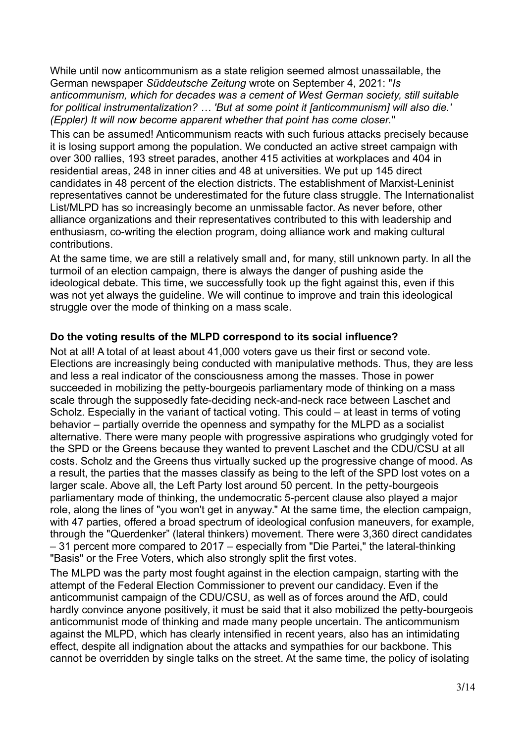While until now anticommunism as a state religion seemed almost unassailable, the German newspaper *Süddeutsche Zeitung* wrote on September 4, 2021: "*Is anticommunism, which for decades was a cement of West German society, still suitable for political instrumentalization? … 'But at some point it [anticommunism] will also die.' (Eppler) It will now become apparent whether that point has come closer.*"

This can be assumed! Anticommunism reacts with such furious attacks precisely because it is losing support among the population. We conducted an active street campaign with over 300 rallies, 193 street parades, another 415 activities at workplaces and 404 in residential areas, 248 in inner cities and 48 at universities. We put up 145 direct candidates in 48 percent of the election districts. The establishment of Marxist-Leninist representatives cannot be underestimated for the future class struggle. The Internationalist List/MLPD has so increasingly become an unmissable factor. As never before, other alliance organizations and their representatives contributed to this with leadership and enthusiasm, co-writing the election program, doing alliance work and making cultural contributions.

At the same time, we are still a relatively small and, for many, still unknown party. In all the turmoil of an election campaign, there is always the danger of pushing aside the ideological debate. This time, we successfully took up the fight against this, even if this was not yet always the guideline. We will continue to improve and train this ideological struggle over the mode of thinking on a mass scale.

**Do the voting results of the MLPD correspond to its social influence?**

Not at all! A total of at least about 41,000 voters gave us their first or second vote. Elections are increasingly being conducted with manipulative methods. Thus, they are less and less a real indicator of the consciousness among the masses. Those in power succeeded in mobilizing the petty-bourgeois parliamentary mode of thinking on a mass scale through the supposedly fate-deciding neck-and-neck race between Laschet and Scholz. Especially in the variant of tactical voting. This could – at least in terms of voting behavior – partially override the openness and sympathy for the MLPD as a socialist alternative. There were many people with progressive aspirations who grudgingly voted for the SPD or the Greens because they wanted to prevent Laschet and the CDU/CSU at all costs. Scholz and the Greens thus virtually sucked up the progressive change of mood. As a result, the parties that the masses classify as being to the left of the SPD lost votes on a larger scale. Above all, the Left Party lost around 50 percent. In the petty-bourgeois parliamentary mode of thinking, the undemocratic 5-percent clause also played a major role, along the lines of "you won't get in anyway." At the same time, the election campaign, with 47 parties, offered a broad spectrum of ideological confusion maneuvers, for example, through the "Querdenker" (lateral thinkers) movement. There were 3,360 direct candidates – 31 percent more compared to 2017 – especially from "Die Partei," the lateral-thinking "Basis" or the Free Voters, which also strongly split the first votes.

The MLPD was the party most fought against in the election campaign, starting with the attempt of the Federal Election Commissioner to prevent our candidacy. Even if the anticommunist campaign of the CDU/CSU, as well as of forces around the AfD, could hardly convince anyone positively, it must be said that it also mobilized the petty-bourgeois anticommunist mode of thinking and made many people uncertain. The anticommunism against the MLPD, which has clearly intensified in recent years, also has an intimidating effect, despite all indignation about the attacks and sympathies for our backbone. This cannot be overridden by single talks on the street. At the same time, the policy of isolating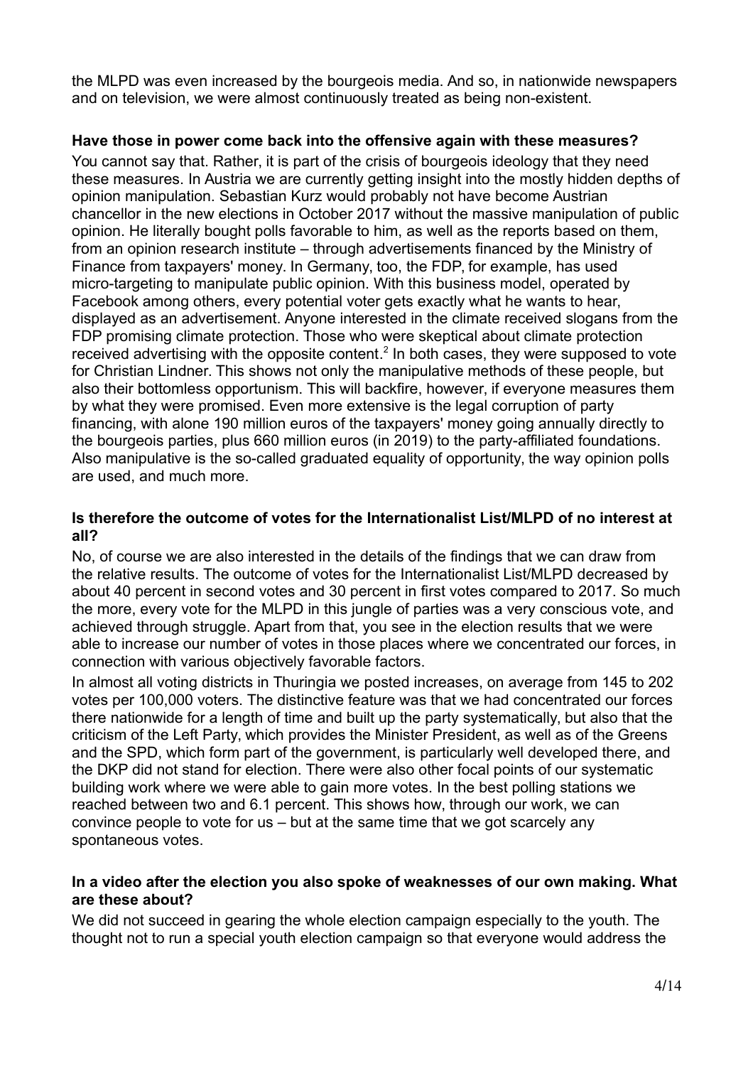the MLPD was even increased by the bourgeois media. And so, in nationwide newspapers and on television, we were almost continuously treated as being non-existent.

**Have those in power come back into the offensive again with these measures?**

You cannot say that. Rather, it is part of the crisis of bourgeois ideology that they need these measures. In Austria we are currently getting insight into the mostly hidden depths of opinion manipulation. Sebastian Kurz would probably not have become Austrian chancellor in the new elections in October 2017 without the massive manipulation of public opinion. He literally bought polls favorable to him, as well as the reports based on them, from an opinion research institute – through advertisements financed by the Ministry of Finance from taxpayers' money. In Germany, too, the FDP, for example, has used micro-targeting to manipulate public opinion. With this business model, operated by Facebook among others, every potential voter gets exactly what he wants to hear, displayed as an advertisement. Anyone interested in the climate received slogans from the FDP promising climate protection. Those who were skeptical about climate protection received advertising with the opposite content.[2] In both cases, they were supposed to vote for Christian Lindner. This shows not only the manipulative methods of these people, but also their bottomless opportunism. This will backfire, however, if everyone measures them by what they were promised. Even more extensive is the legal corruption of party financing, with alone 190 million euros of the taxpayers' money going annually directly to the bourgeois parties, plus 660 million euros (in 2019) to the party-affiliated foundations. Also manipulative is the so-called graduated equality of opportunity, the way opinion polls are used, and much more.

**Is therefore the outcome of votes for the Internationalist List/MLPD of no interest at all?**

No, of course we are also interested in the details of the findings that we can draw from the relative results. The outcome of votes for the Internationalist List/MLPD decreased by about 40 percent in second votes and 30 percent in first votes compared to 2017. So much the more, every vote for the MLPD in this jungle of parties was a very conscious vote, and achieved through struggle. Apart from that, you see in the election results that we were able to increase our number of votes in those places where we concentrated our forces, in connection with various objectively favorable factors.

In almost all voting districts in Thuringia we posted increases, on average from 145 to 202 votes per 100,000 voters. The distinctive feature was that we had concentrated our forces there nationwide for a length of time and built up the party systematically, but also that the criticism of the Left Party, which provides the Minister President, as well as of the Greens and the SPD, which form part of the government, is particularly well developed there, and the DKP did not stand for election. There were also other focal points of our systematic building work where we were able to gain more votes. In the best polling stations we reached between two and 6.1 percent. This shows how, through our work, we can convince people to vote for us – but at the same time that we got scarcely any spontaneous votes.

**In a video after the election you also spoke of weaknesses of our own making. What are these about?**

We did not succeed in gearing the whole election campaign especially to the youth. The thought not to run a special youth election campaign so that everyone would address the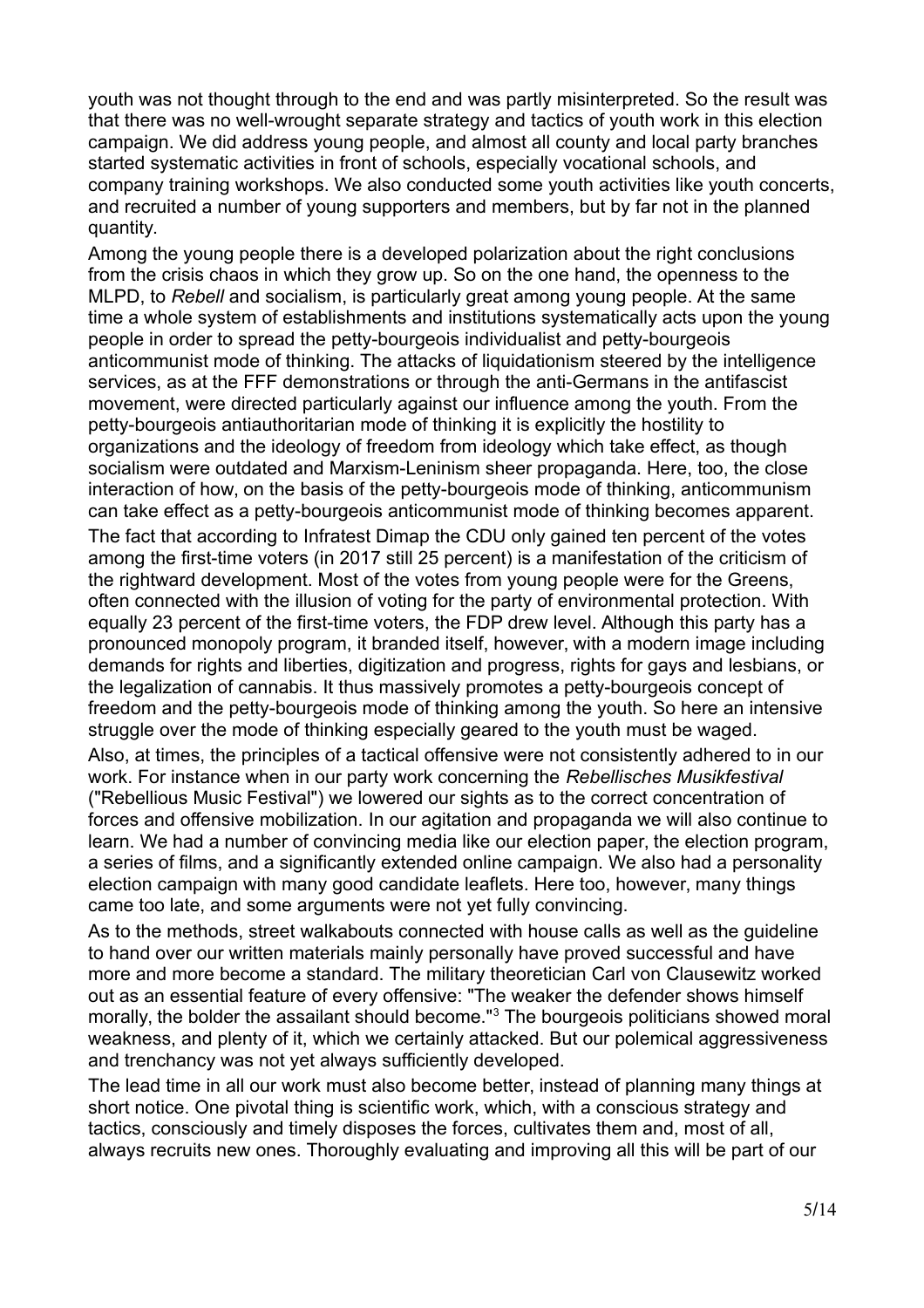youth was not thought through to the end and was partly misinterpreted. So the result was that there was no well-wrought separate strategy and tactics of youth work in this election campaign. We did address young people, and almost all county and local party branches started systematic activities in front of schools, especially vocational schools, and company training workshops. We also conducted some youth activities like youth concerts, and recruited a number of young supporters and members, but by far not in the planned quantity.

Among the young people there is a developed polarization about the right conclusions from the crisis chaos in which they grow up. So on the one hand, the openness to the MLPD, to *Rebell* and socialism, is particularly great among young people. At the same time a whole system of establishments and institutions systematically acts upon the young people in order to spread the petty-bourgeois individualist and petty-bourgeois anticommunist mode of thinking. The attacks of liquidationism steered by the intelligence services, as at the FFF demonstrations or through the anti-Germans in the antifascist movement, were directed particularly against our influence among the youth. From the petty-bourgeois antiauthoritarian mode of thinking it is explicitly the hostility to organizations and the ideology of freedom from ideology which take effect, as though socialism were outdated and Marxism-Leninism sheer propaganda. Here, too, the close interaction of how, on the basis of the petty-bourgeois mode of thinking, anticommunism can take effect as a petty-bourgeois anticommunist mode of thinking becomes apparent.

The fact that according to Infratest Dimap the CDU only gained ten percent of the votes among the first-time voters (in 2017 still 25 percent) is a manifestation of the criticism of the rightward development. Most of the votes from young people were for the Greens, often connected with the illusion of voting for the party of environmental protection. With equally 23 percent of the first-time voters, the FDP drew level. Although this party has a pronounced monopoly program, it branded itself, however, with a modern image including demands for rights and liberties, digitization and progress, rights for gays and lesbians, or the legalization of cannabis. It thus massively promotes a petty-bourgeois concept of freedom and the petty-bourgeois mode of thinking among the youth. So here an intensive struggle over the mode of thinking especially geared to the youth must be waged.

Also, at times, the principles of a tactical offensive were not consistently adhered to in our work. For instance when in our party work concerning the *Rebellisches Musikfestival* ("Rebellious Music Festival") we lowered our sights as to the correct concentration of forces and offensive mobilization. In our agitation and propaganda we will also continue to learn. We had a number of convincing media like our election paper, the election program, a series of films, and a significantly extended online campaign. We also had a personality election campaign with many good candidate leaflets. Here too, however, many things came too late, and some arguments were not yet fully convincing.

As to the methods, street walkabouts connected with house calls as well as the guideline to hand over our written materials mainly personally have proved successful and have more and more become a standard. The military theoretician Carl von Clausewitz worked out as an essential feature of every offensive: "The weaker the defender shows himself morally, the bolder the assailant should become."[3] The bourgeois politicians showed moral weakness, and plenty of it, which we certainly attacked. But our polemical aggressiveness and trenchancy was not yet always sufficiently developed.

The lead time in all our work must also become better, instead of planning many things at short notice. One pivotal thing is scientific work, which, with a conscious strategy and tactics, consciously and timely disposes the forces, cultivates them and, most of all, always recruits new ones. Thoroughly evaluating and improving all this will be part of our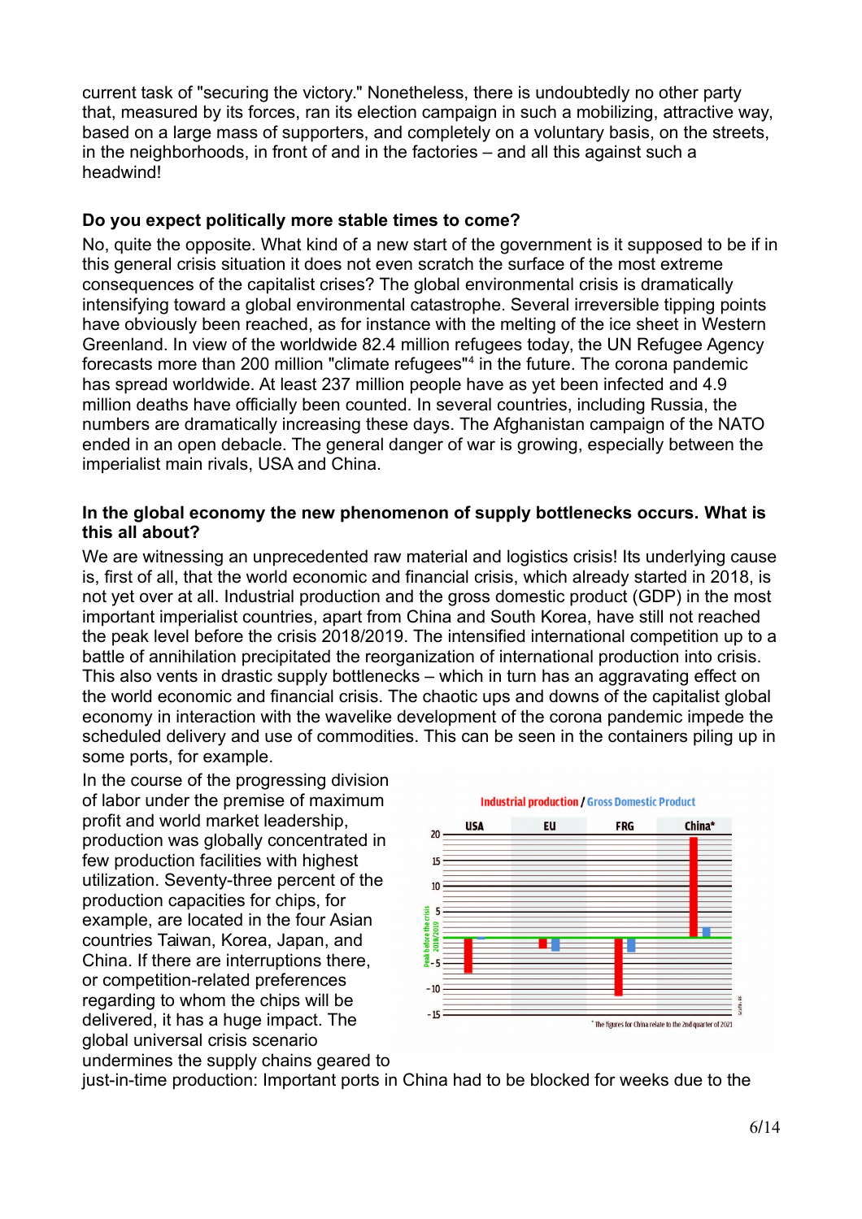current task of "securing the victory." Nonetheless, there is undoubtedly no other party that, measured by its forces, ran its election campaign in such a mobilizing, attractive way, based on a large mass of supporters, and completely on a voluntary basis, on the streets, in the neighborhoods, in front of and in the factories – and all this against such a headwind!

**Do you expect politically more stable times to come?**

No, quite the opposite. What kind of a new start of the government is it supposed to be if in this general crisis situation it does not even scratch the surface of the most extreme consequences of the capitalist crises? The global environmental crisis is dramatically intensifying toward a global environmental catastrophe. Several irreversible tipping points have obviously been reached, as for instance with the melting of the ice sheet in Western Greenland. In view of the worldwide 82.4 million refugees today, the UN Refugee Agency forecasts more than 200 million "climate refugees"[4] in the future. The corona pandemic has spread worldwide. At least 237 million people have as yet been infected and 4.9 million deaths have officially been counted. In several countries, including Russia, the numbers are dramatically increasing these days. The Afghanistan campaign of the NATO ended in an open debacle. The general danger of war is growing, especially between the imperialist main rivals, USA and China.

**In the global economy the new phenomenon of supply bottlenecks occurs. What is this all about?**

We are witnessing an unprecedented raw material and logistics crisis! Its underlying cause is, first of all, that the world economic and financial crisis, which already started in 2018, is not yet over at all. Industrial production and the gross domestic product (GDP) in the most important imperialist countries, apart from China and South Korea, have still not reached the peak level before the crisis 2018/2019. The intensified international competition up to a battle of annihilation precipitated the reorganization of international production into crisis. This also vents in drastic supply bottlenecks – which in turn has an aggravating effect on the world economic and financial crisis. The chaotic ups and downs of the capitalist global economy in interaction with the wavelike development of the corona pandemic impede the scheduled delivery and use of commodities. This can be seen in the containers piling up in some ports, for example.

In the course of the progressing division of labor under the premise of maximum profit and world market leadership, production was globally concentrated in few production facilities with highest utilization. Seventy-three percent of the production capacities for chips, for example, are located in the four Asian countries Taiwan, Korea, Japan, and China. If there are interruptions there, or competition-related preferences regarding to whom the chips will be delivered, it has a huge impact. The global universal crisis scenario undermines the supply chains geared to just-in-time production: Important ports in China had to be blocked for weeks due to the

Industrial production / Gross Domestic Product

USA | EU | FRG | China*

Peak before the crisis 2018/2019

* The figures for China relate to the 2nd quarter of 2021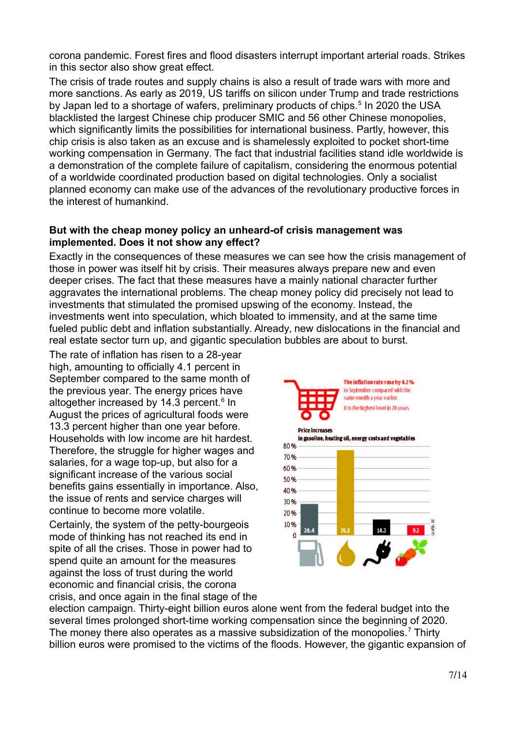corona pandemic. Forest fires and flood disasters interrupt important arterial roads. Strikes in this sector also show great effect.

The crisis of trade routes and supply chains is also a result of trade wars with more and more sanctions. As early as 2019, US tariffs on silicon under Trump and trade restrictions by Japan led to a shortage of wafers, preliminary products of chips.[5] In 2020 the USA blacklisted the largest Chinese chip producer SMIC and 56 other Chinese monopolies, which significantly limits the possibilities for international business. Partly, however, this chip crisis is also taken as an excuse and is shamelessly exploited to pocket short-time working compensation in Germany. The fact that industrial facilities stand idle worldwide is a demonstration of the complete failure of capitalism, considering the enormous potential of a worldwide coordinated production based on digital technologies. Only a socialist planned economy can make use of the advances of the revolutionary productive forces in the interest of humankind.

**But with the cheap money policy an unheard-of crisis management was implemented. Does it not show any effect?**

Exactly in the consequences of these measures we can see how the crisis management of those in power was itself hit by crisis. Their measures always prepare new and even deeper crises. The fact that these measures have a mainly national character further aggravates the international problems. The cheap money policy did precisely not lead to investments that stimulated the promised upswing of the economy. Instead, the investments went into speculation, which bloated to immensity, and at the same time fueled public debt and inflation substantially. Already, new dislocations in the financial and real estate sector turn up, and gigantic speculation bubbles are about to burst.

The rate of inflation has risen to a 28-year high, amounting to officially 4.1 percent in September compared to the same month of the previous year. The energy prices have altogether increased by 14.3 percent.[6] In August the prices of agricultural foods were 13.3 percent higher than one year before. Households with low income are hit hardest. Therefore, the struggle for higher wages and salaries, for a wage top-up, but also for a significant increase of the various social benefits gains essentially in importance. Also, the issue of rents and service charges will continue to become more volatile.

The inflation rate rose by 4.1% in September compared with the same month a year earlier. It is the highest level in 28 years.

Price increases in gasoline, heating oil, energy costs and vegetables

| Gasoline | Heating oil | Energy costs | Vegetables |
|---|---|---|---|
| 28.4 | 76.5 | 14.3 | 9.2 |

Certainly, the system of the petty-bourgeois mode of thinking has not reached its end in spite of all the crises. Those in power had to spend quite an amount for the measures against the loss of trust during the world economic and financial crisis, the corona crisis, and once again in the final stage of the election campaign. Thirty-eight billion euros alone went from the federal budget into the several times prolonged short-time working compensation since the beginning of 2020. The money there also operates as a massive subsidization of the monopolies.[7] Thirty billion euros were promised to the victims of the floods. However, the gigantic expansion of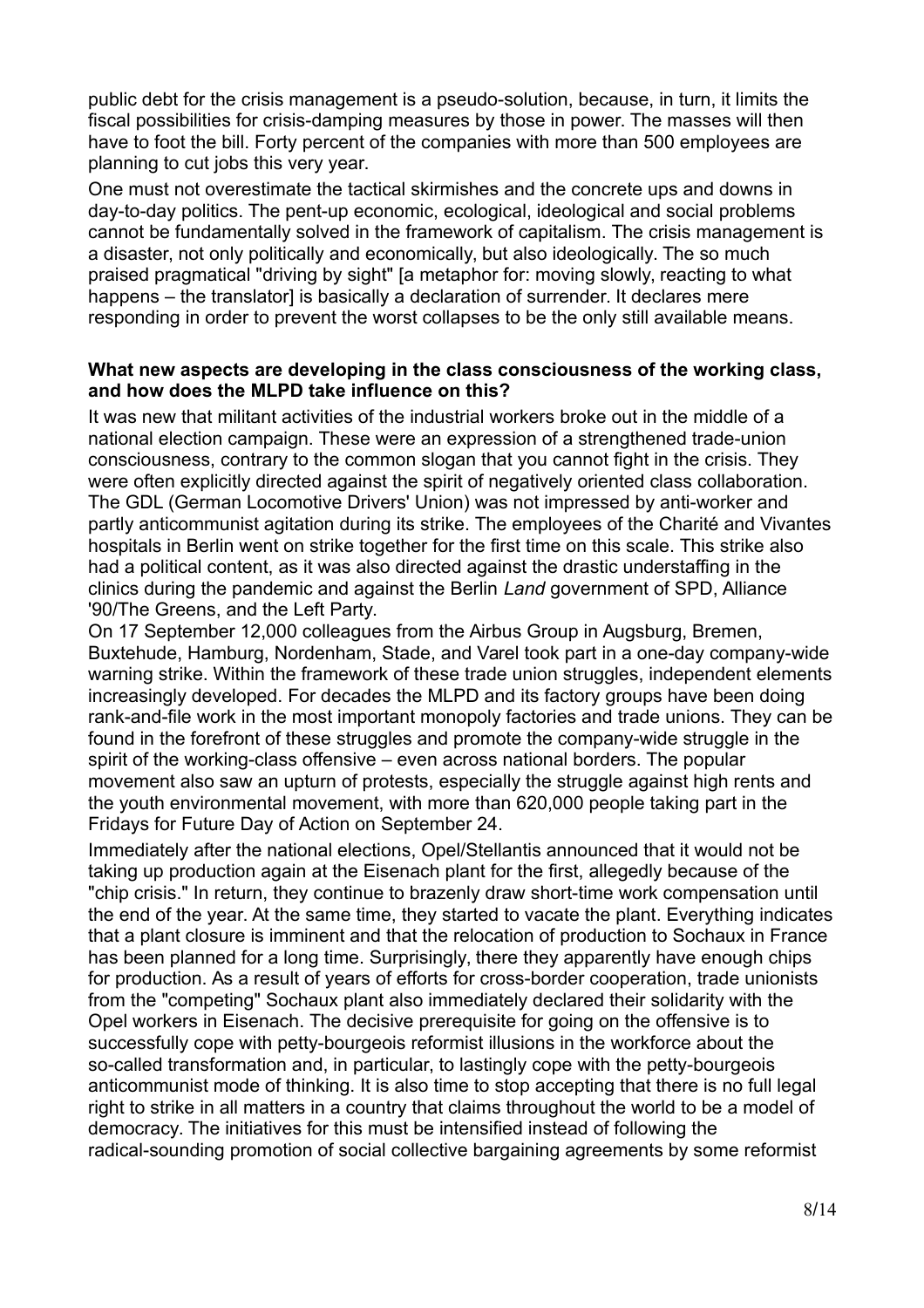public debt for the crisis management is a pseudo-solution, because, in turn, it limits the fiscal possibilities for crisis-damping measures by those in power. The masses will then have to foot the bill. Forty percent of the companies with more than 500 employees are planning to cut jobs this very year.

One must not overestimate the tactical skirmishes and the concrete ups and downs in day-to-day politics. The pent-up economic, ecological, ideological and social problems cannot be fundamentally solved in the framework of capitalism. The crisis management is a disaster, not only politically and economically, but also ideologically. The so much praised pragmatical "driving by sight" [a metaphor for: moving slowly, reacting to what happens – the translator] is basically a declaration of surrender. It declares mere responding in order to prevent the worst collapses to be the only still available means.

**What new aspects are developing in the class consciousness of the working class, and how does the MLPD take influence on this?**

It was new that militant activities of the industrial workers broke out in the middle of a national election campaign. These were an expression of a strengthened trade-union consciousness, contrary to the common slogan that you cannot fight in the crisis. They were often explicitly directed against the spirit of negatively oriented class collaboration. The GDL (German Locomotive Drivers' Union) was not impressed by anti-worker and partly anticommunist agitation during its strike. The employees of the Charité and Vivantes hospitals in Berlin went on strike together for the first time on this scale. This strike also had a political content, as it was also directed against the drastic understaffing in the clinics during the pandemic and against the Berlin *Land* government of SPD, Alliance '90/The Greens, and the Left Party.

On 17 September 12,000 colleagues from the Airbus Group in Augsburg, Bremen, Buxtehude, Hamburg, Nordenham, Stade, and Varel took part in a one-day company-wide warning strike. Within the framework of these trade union struggles, independent elements increasingly developed. For decades the MLPD and its factory groups have been doing rank-and-file work in the most important monopoly factories and trade unions. They can be found in the forefront of these struggles and promote the company-wide struggle in the spirit of the working-class offensive – even across national borders. The popular movement also saw an upturn of protests, especially the struggle against high rents and the youth environmental movement, with more than 620,000 people taking part in the Fridays for Future Day of Action on September 24.

Immediately after the national elections, Opel/Stellantis announced that it would not be taking up production again at the Eisenach plant for the first, allegedly because of the "chip crisis." In return, they continue to brazenly draw short-time work compensation until the end of the year. At the same time, they started to vacate the plant. Everything indicates that a plant closure is imminent and that the relocation of production to Sochaux in France has been planned for a long time. Surprisingly, there they apparently have enough chips for production. As a result of years of efforts for cross-border cooperation, trade unionists from the "competing" Sochaux plant also immediately declared their solidarity with the Opel workers in Eisenach. The decisive prerequisite for going on the offensive is to successfully cope with petty-bourgeois reformist illusions in the workforce about the so-called transformation and, in particular, to lastingly cope with the petty-bourgeois anticommunist mode of thinking. It is also time to stop accepting that there is no full legal right to strike in all matters in a country that claims throughout the world to be a model of democracy. The initiatives for this must be intensified instead of following the radical-sounding promotion of social collective bargaining agreements by some reformist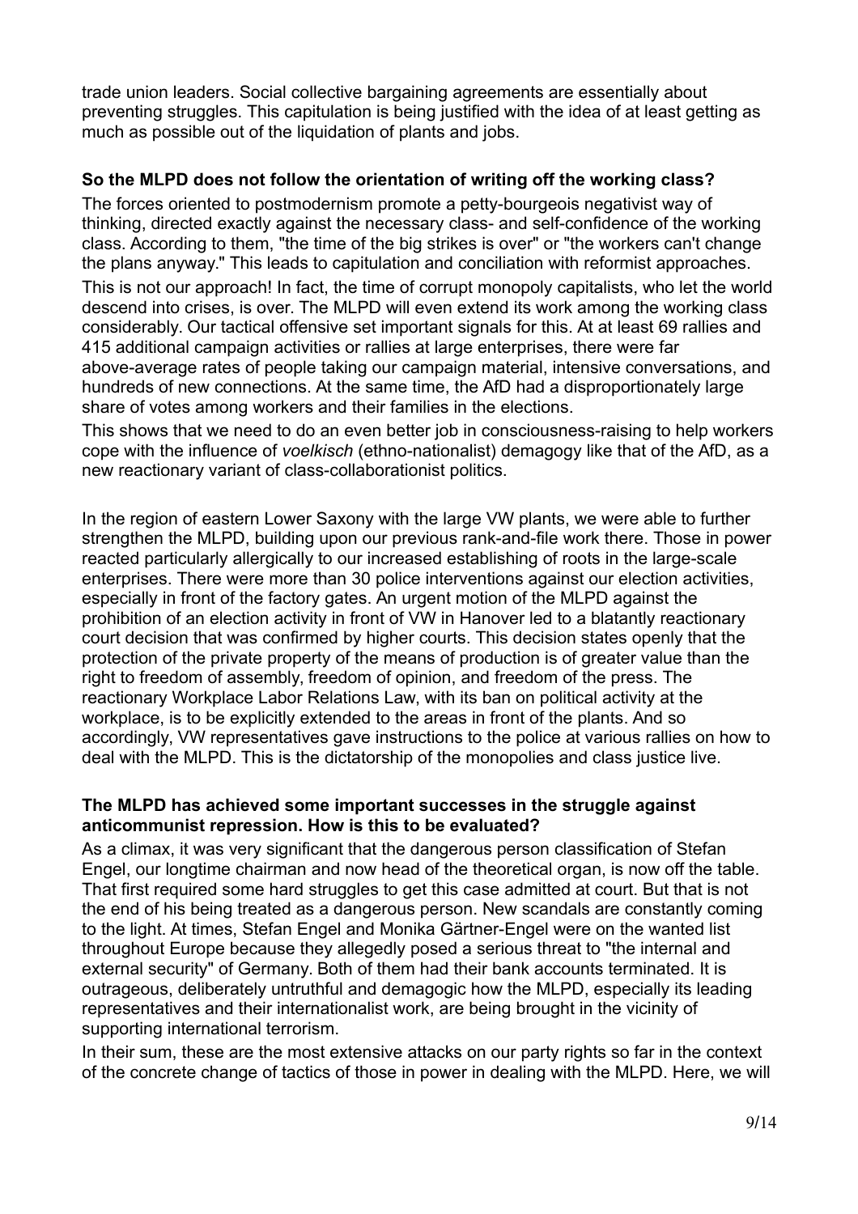trade union leaders. Social collective bargaining agreements are essentially about preventing struggles. This capitulation is being justified with the idea of at least getting as much as possible out of the liquidation of plants and jobs.

**So the MLPD does not follow the orientation of writing off the working class?**

The forces oriented to postmodernism promote a petty-bourgeois negativist way of thinking, directed exactly against the necessary class- and self-confidence of the working class. According to them, "the time of the big strikes is over" or "the workers can't change the plans anyway." This leads to capitulation and conciliation with reformist approaches.

This is not our approach! In fact, the time of corrupt monopoly capitalists, who let the world descend into crises, is over. The MLPD will even extend its work among the working class considerably. Our tactical offensive set important signals for this. At at least 69 rallies and 415 additional campaign activities or rallies at large enterprises, there were far above-average rates of people taking our campaign material, intensive conversations, and hundreds of new connections. At the same time, the AfD had a disproportionately large share of votes among workers and their families in the elections.

This shows that we need to do an even better job in consciousness-raising to help workers cope with the influence of *voelkisch* (ethno-nationalist) demagogy like that of the AfD, as a new reactionary variant of class-collaborationist politics.

In the region of eastern Lower Saxony with the large VW plants, we were able to further strengthen the MLPD, building upon our previous rank-and-file work there. Those in power reacted particularly allergically to our increased establishing of roots in the large-scale enterprises. There were more than 30 police interventions against our election activities, especially in front of the factory gates. An urgent motion of the MLPD against the prohibition of an election activity in front of VW in Hanover led to a blatantly reactionary court decision that was confirmed by higher courts. This decision states openly that the protection of the private property of the means of production is of greater value than the right to freedom of assembly, freedom of opinion, and freedom of the press. The reactionary Workplace Labor Relations Law, with its ban on political activity at the workplace, is to be explicitly extended to the areas in front of the plants. And so accordingly, VW representatives gave instructions to the police at various rallies on how to deal with the MLPD. This is the dictatorship of the monopolies and class justice live.

**The MLPD has achieved some important successes in the struggle against anticommunist repression. How is this to be evaluated?**

As a climax, it was very significant that the dangerous person classification of Stefan Engel, our longtime chairman and now head of the theoretical organ, is now off the table. That first required some hard struggles to get this case admitted at court. But that is not the end of his being treated as a dangerous person. New scandals are constantly coming to the light. At times, Stefan Engel and Monika Gärtner-Engel were on the wanted list throughout Europe because they allegedly posed a serious threat to "the internal and external security" of Germany. Both of them had their bank accounts terminated. It is outrageous, deliberately untruthful and demagogic how the MLPD, especially its leading representatives and their internationalist work, are being brought in the vicinity of supporting international terrorism.

In their sum, these are the most extensive attacks on our party rights so far in the context of the concrete change of tactics of those in power in dealing with the MLPD. Here, we will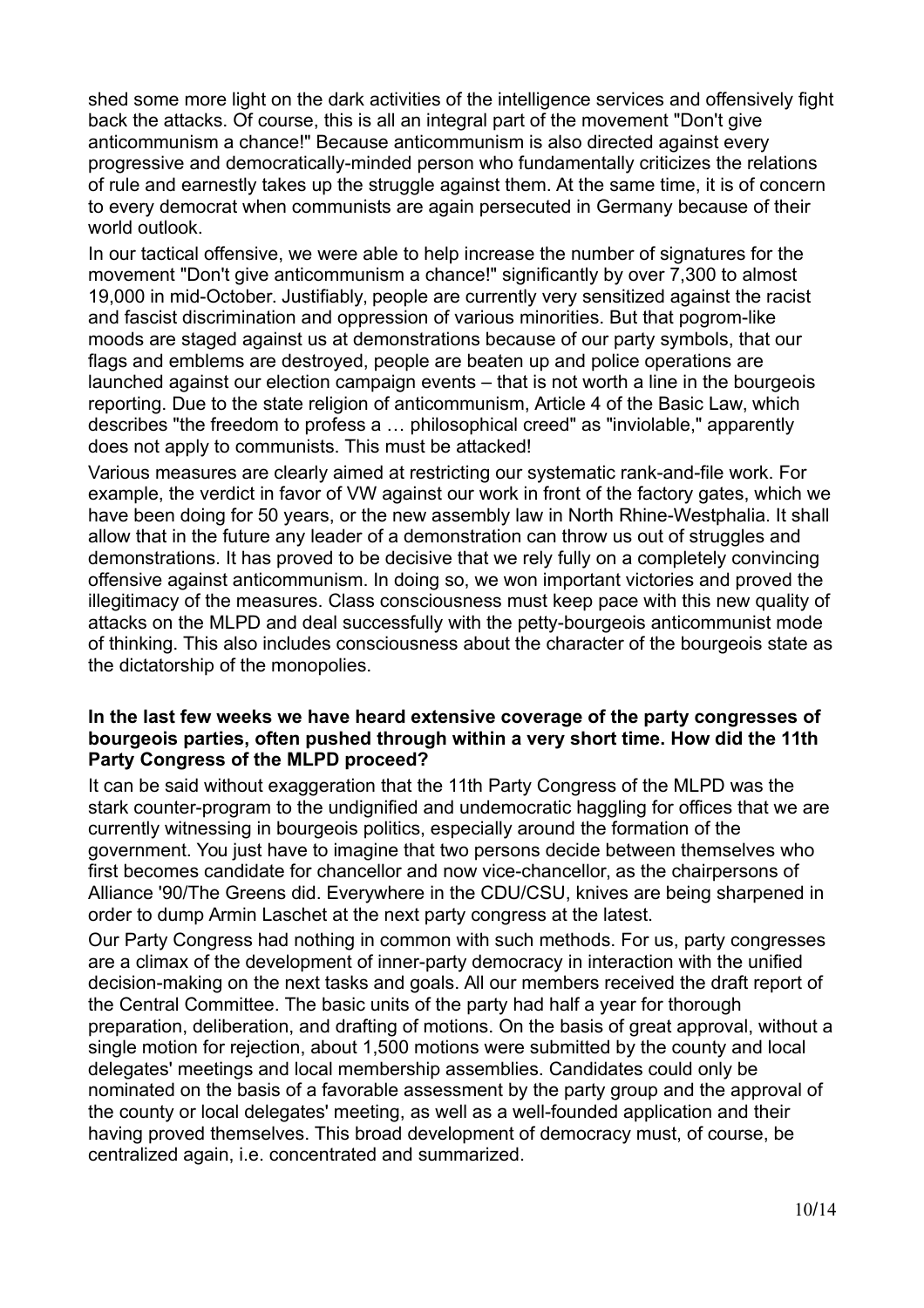shed some more light on the dark activities of the intelligence services and offensively fight back the attacks. Of course, this is all an integral part of the movement "Don't give anticommunism a chance!" Because anticommunism is also directed against every progressive and democratically-minded person who fundamentally criticizes the relations of rule and earnestly takes up the struggle against them. At the same time, it is of concern to every democrat when communists are again persecuted in Germany because of their world outlook.

In our tactical offensive, we were able to help increase the number of signatures for the movement "Don't give anticommunism a chance!" significantly by over 7,300 to almost 19,000 in mid-October. Justifiably, people are currently very sensitized against the racist and fascist discrimination and oppression of various minorities. But that pogrom-like moods are staged against us at demonstrations because of our party symbols, that our flags and emblems are destroyed, people are beaten up and police operations are launched against our election campaign events – that is not worth a line in the bourgeois reporting. Due to the state religion of anticommunism, Article 4 of the Basic Law, which describes "the freedom to profess a … philosophical creed" as "inviolable," apparently does not apply to communists. This must be attacked!

Various measures are clearly aimed at restricting our systematic rank-and-file work. For example, the verdict in favor of VW against our work in front of the factory gates, which we have been doing for 50 years, or the new assembly law in North Rhine-Westphalia. It shall allow that in the future any leader of a demonstration can throw us out of struggles and demonstrations. It has proved to be decisive that we rely fully on a completely convincing offensive against anticommunism. In doing so, we won important victories and proved the illegitimacy of the measures. Class consciousness must keep pace with this new quality of attacks on the MLPD and deal successfully with the petty-bourgeois anticommunist mode of thinking. This also includes consciousness about the character of the bourgeois state as the dictatorship of the monopolies.

**In the last few weeks we have heard extensive coverage of the party congresses of bourgeois parties, often pushed through within a very short time. How did the 11th Party Congress of the MLPD proceed?**

It can be said without exaggeration that the 11th Party Congress of the MLPD was the stark counter-program to the undignified and undemocratic haggling for offices that we are currently witnessing in bourgeois politics, especially around the formation of the government. You just have to imagine that two persons decide between themselves who first becomes candidate for chancellor and now vice-chancellor, as the chairpersons of Alliance '90/The Greens did. Everywhere in the CDU/CSU, knives are being sharpened in order to dump Armin Laschet at the next party congress at the latest.

Our Party Congress had nothing in common with such methods. For us, party congresses are a climax of the development of inner-party democracy in interaction with the unified decision-making on the next tasks and goals. All our members received the draft report of the Central Committee. The basic units of the party had half a year for thorough preparation, deliberation, and drafting of motions. On the basis of great approval, without a single motion for rejection, about 1,500 motions were submitted by the county and local delegates' meetings and local membership assemblies. Candidates could only be nominated on the basis of a favorable assessment by the party group and the approval of the county or local delegates' meeting, as well as a well-founded application and their having proved themselves. This broad development of democracy must, of course, be centralized again, i.e. concentrated and summarized.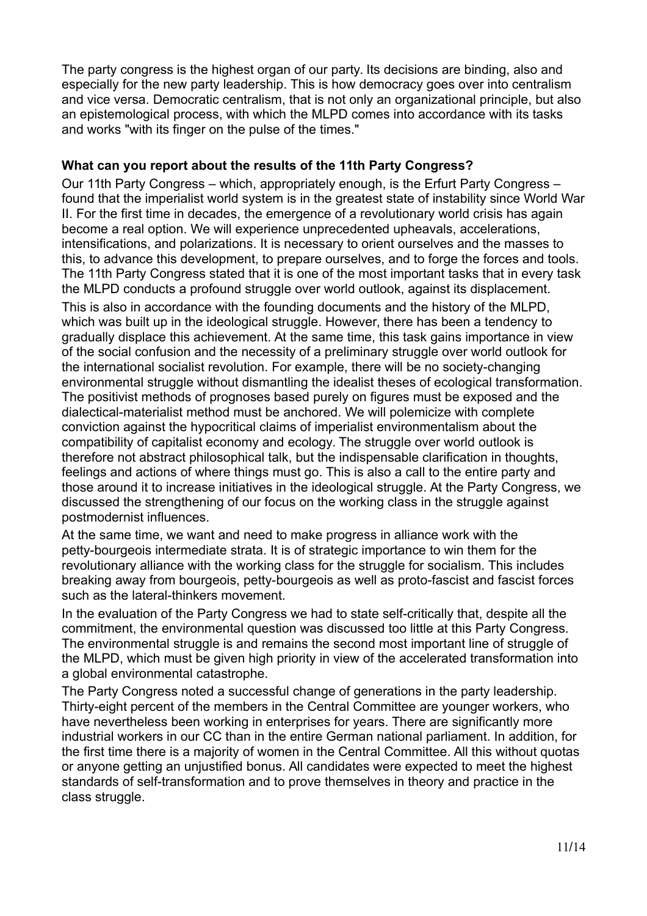The party congress is the highest organ of our party. Its decisions are binding, also and especially for the new party leadership. This is how democracy goes over into centralism and vice versa. Democratic centralism, that is not only an organizational principle, but also an epistemological process, with which the MLPD comes into accordance with its tasks and works "with its finger on the pulse of the times."

**What can you report about the results of the 11th Party Congress?**

Our 11th Party Congress – which, appropriately enough, is the Erfurt Party Congress – found that the imperialist world system is in the greatest state of instability since World War II. For the first time in decades, the emergence of a revolutionary world crisis has again become a real option. We will experience unprecedented upheavals, accelerations, intensifications, and polarizations. It is necessary to orient ourselves and the masses to this, to advance this development, to prepare ourselves, and to forge the forces and tools. The 11th Party Congress stated that it is one of the most important tasks that in every task the MLPD conducts a profound struggle over world outlook, against its displacement.

This is also in accordance with the founding documents and the history of the MLPD, which was built up in the ideological struggle. However, there has been a tendency to gradually displace this achievement. At the same time, this task gains importance in view of the social confusion and the necessity of a preliminary struggle over world outlook for the international socialist revolution. For example, there will be no society-changing environmental struggle without dismantling the idealist theses of ecological transformation. The positivist methods of prognoses based purely on figures must be exposed and the dialectical-materialist method must be anchored. We will polemicize with complete conviction against the hypocritical claims of imperialist environmentalism about the compatibility of capitalist economy and ecology. The struggle over world outlook is therefore not abstract philosophical talk, but the indispensable clarification in thoughts, feelings and actions of where things must go. This is also a call to the entire party and those around it to increase initiatives in the ideological struggle. At the Party Congress, we discussed the strengthening of our focus on the working class in the struggle against postmodernist influences.

At the same time, we want and need to make progress in alliance work with the petty-bourgeois intermediate strata. It is of strategic importance to win them for the revolutionary alliance with the working class for the struggle for socialism. This includes breaking away from bourgeois, petty-bourgeois as well as proto-fascist and fascist forces such as the lateral-thinkers movement.

In the evaluation of the Party Congress we had to state self-critically that, despite all the commitment, the environmental question was discussed too little at this Party Congress. The environmental struggle is and remains the second most important line of struggle of the MLPD, which must be given high priority in view of the accelerated transformation into a global environmental catastrophe.

The Party Congress noted a successful change of generations in the party leadership. Thirty-eight percent of the members in the Central Committee are younger workers, who have nevertheless been working in enterprises for years. There are significantly more industrial workers in our CC than in the entire German national parliament. In addition, for the first time there is a majority of women in the Central Committee. All this without quotas or anyone getting an unjustified bonus. All candidates were expected to meet the highest standards of self-transformation and to prove themselves in theory and practice in the class struggle.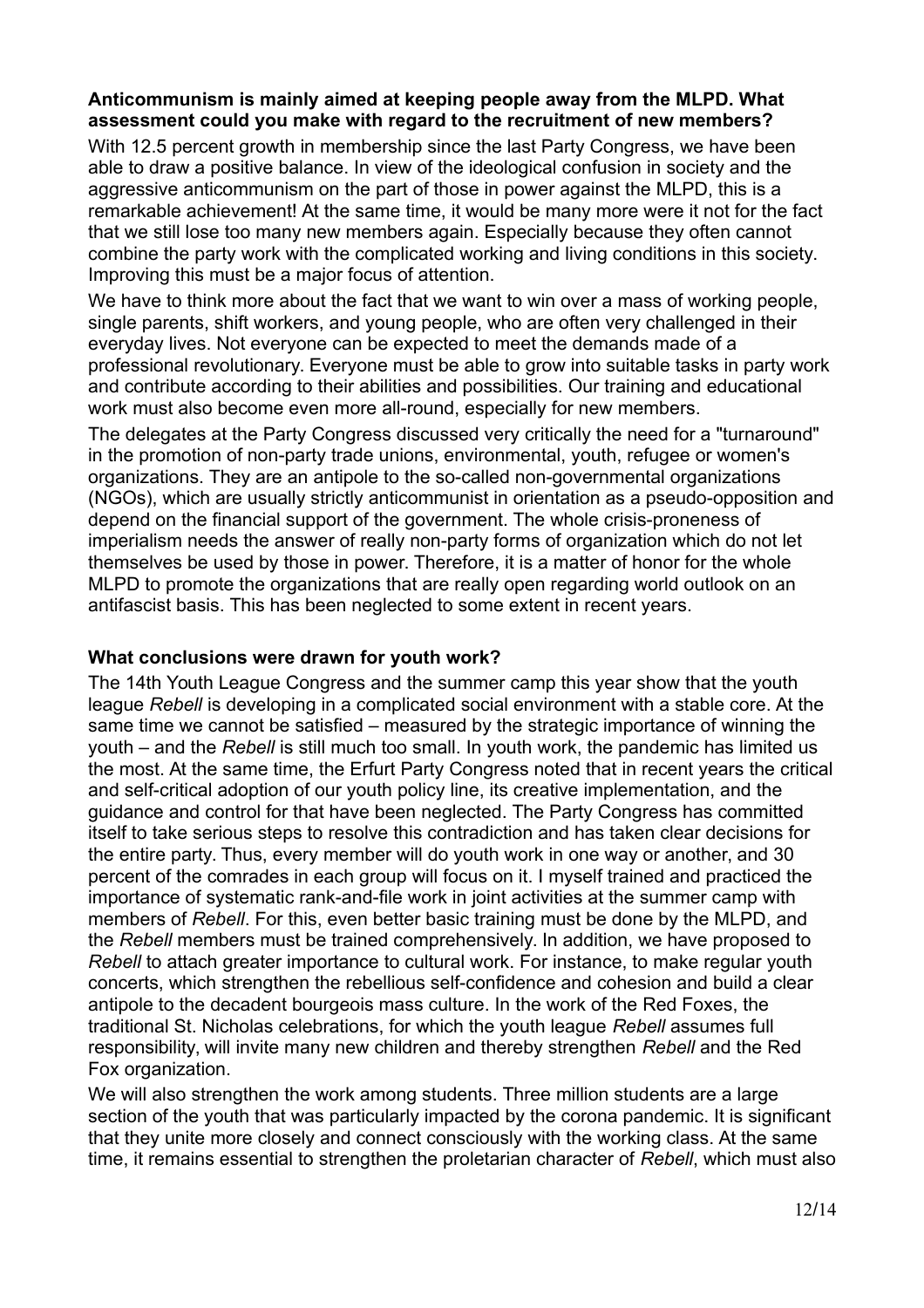**Anticommunism is mainly aimed at keeping people away from the MLPD. What assessment could you make with regard to the recruitment of new members?**

With 12.5 percent growth in membership since the last Party Congress, we have been able to draw a positive balance. In view of the ideological confusion in society and the aggressive anticommunism on the part of those in power against the MLPD, this is a remarkable achievement! At the same time, it would be many more were it not for the fact that we still lose too many new members again. Especially because they often cannot combine the party work with the complicated working and living conditions in this society. Improving this must be a major focus of attention.

We have to think more about the fact that we want to win over a mass of working people, single parents, shift workers, and young people, who are often very challenged in their everyday lives. Not everyone can be expected to meet the demands made of a professional revolutionary. Everyone must be able to grow into suitable tasks in party work and contribute according to their abilities and possibilities. Our training and educational work must also become even more all-round, especially for new members.

The delegates at the Party Congress discussed very critically the need for a "turnaround" in the promotion of non-party trade unions, environmental, youth, refugee or women's organizations. They are an antipole to the so-called non-governmental organizations (NGOs), which are usually strictly anticommunist in orientation as a pseudo-opposition and depend on the financial support of the government. The whole crisis-proneness of imperialism needs the answer of really non-party forms of organization which do not let themselves be used by those in power. Therefore, it is a matter of honor for the whole MLPD to promote the organizations that are really open regarding world outlook on an antifascist basis. This has been neglected to some extent in recent years.

**What conclusions were drawn for youth work?**

The 14th Youth League Congress and the summer camp this year show that the youth league *Rebell* is developing in a complicated social environment with a stable core. At the same time we cannot be satisfied – measured by the strategic importance of winning the youth – and the *Rebell* is still much too small. In youth work, the pandemic has limited us the most. At the same time, the Erfurt Party Congress noted that in recent years the critical and self-critical adoption of our youth policy line, its creative implementation, and the guidance and control for that have been neglected. The Party Congress has committed itself to take serious steps to resolve this contradiction and has taken clear decisions for the entire party. Thus, every member will do youth work in one way or another, and 30 percent of the comrades in each group will focus on it. I myself trained and practiced the importance of systematic rank-and-file work in joint activities at the summer camp with members of *Rebell*. For this, even better basic training must be done by the MLPD, and the *Rebell* members must be trained comprehensively. In addition, we have proposed to *Rebell* to attach greater importance to cultural work. For instance, to make regular youth concerts, which strengthen the rebellious self-confidence and cohesion and build a clear antipole to the decadent bourgeois mass culture. In the work of the Red Foxes, the traditional St. Nicholas celebrations, for which the youth league *Rebell* assumes full responsibility, will invite many new children and thereby strengthen *Rebell* and the Red Fox organization.

We will also strengthen the work among students. Three million students are a large section of the youth that was particularly impacted by the corona pandemic. It is significant that they unite more closely and connect consciously with the working class. At the same time, it remains essential to strengthen the proletarian character of *Rebell*, which must also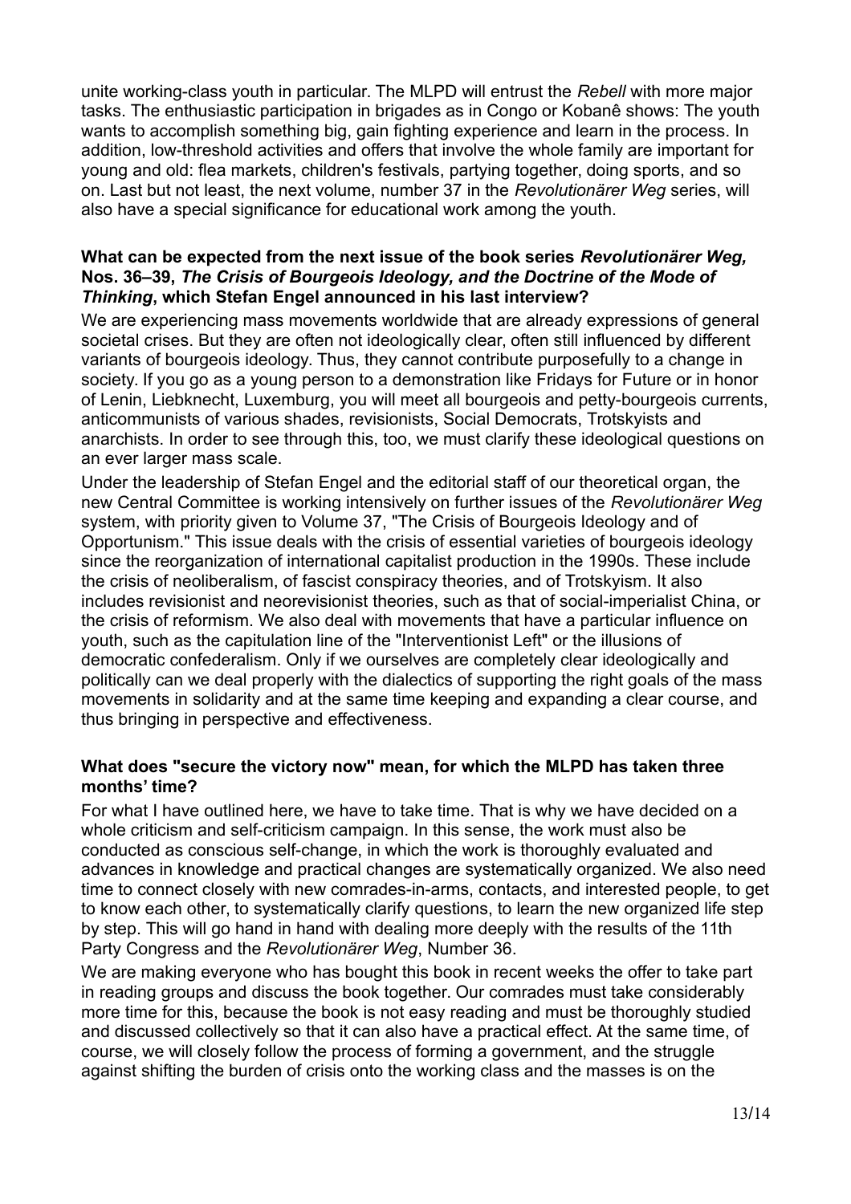unite working-class youth in particular. The MLPD will entrust the *Rebell* with more major tasks. The enthusiastic participation in brigades as in Congo or Kobanê shows: The youth wants to accomplish something big, gain fighting experience and learn in the process. In addition, low-threshold activities and offers that involve the whole family are important for young and old: flea markets, children's festivals, partying together, doing sports, and so on. Last but not least, the next volume, number 37 in the *Revolutionärer Weg* series, will also have a special significance for educational work among the youth.

**What can be expected from the next issue of the book series *Revolutionärer Weg,* Nos. 36–39, *The Crisis of Bourgeois Ideology, and the Doctrine of the Mode of Thinking*, which Stefan Engel announced in his last interview?**

We are experiencing mass movements worldwide that are already expressions of general societal crises. But they are often not ideologically clear, often still influenced by different variants of bourgeois ideology. Thus, they cannot contribute purposefully to a change in society. If you go as a young person to a demonstration like Fridays for Future or in honor of Lenin, Liebknecht, Luxemburg, you will meet all bourgeois and petty-bourgeois currents, anticommunists of various shades, revisionists, Social Democrats, Trotskyists and anarchists. In order to see through this, too, we must clarify these ideological questions on an ever larger mass scale.

Under the leadership of Stefan Engel and the editorial staff of our theoretical organ, the new Central Committee is working intensively on further issues of the *Revolutionärer Weg* system, with priority given to Volume 37, "The Crisis of Bourgeois Ideology and of Opportunism." This issue deals with the crisis of essential varieties of bourgeois ideology since the reorganization of international capitalist production in the 1990s. These include the crisis of neoliberalism, of fascist conspiracy theories, and of Trotskyism. It also includes revisionist and neorevisionist theories, such as that of social-imperialist China, or the crisis of reformism. We also deal with movements that have a particular influence on youth, such as the capitulation line of the "Interventionist Left" or the illusions of democratic confederalism. Only if we ourselves are completely clear ideologically and politically can we deal properly with the dialectics of supporting the right goals of the mass movements in solidarity and at the same time keeping and expanding a clear course, and thus bringing in perspective and effectiveness.

**What does "secure the victory now" mean, for which the MLPD has taken three months' time?**

For what I have outlined here, we have to take time. That is why we have decided on a whole criticism and self-criticism campaign. In this sense, the work must also be conducted as conscious self-change, in which the work is thoroughly evaluated and advances in knowledge and practical changes are systematically organized. We also need time to connect closely with new comrades-in-arms, contacts, and interested people, to get to know each other, to systematically clarify questions, to learn the new organized life step by step. This will go hand in hand with dealing more deeply with the results of the 11th Party Congress and the *Revolutionärer Weg*, Number 36.

We are making everyone who has bought this book in recent weeks the offer to take part in reading groups and discuss the book together. Our comrades must take considerably more time for this, because the book is not easy reading and must be thoroughly studied and discussed collectively so that it can also have a practical effect. At the same time, of course, we will closely follow the process of forming a government, and the struggle against shifting the burden of crisis onto the working class and the masses is on the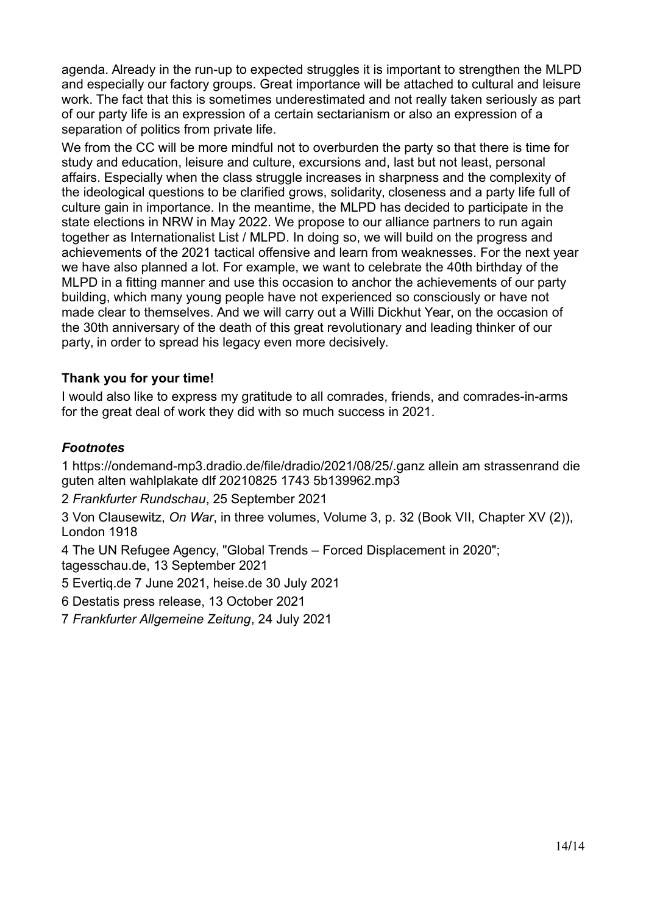agenda. Already in the run-up to expected struggles it is important to strengthen the MLPD and especially our factory groups. Great importance will be attached to cultural and leisure work. The fact that this is sometimes underestimated and not really taken seriously as part of our party life is an expression of a certain sectarianism or also an expression of a separation of politics from private life.

We from the CC will be more mindful not to overburden the party so that there is time for study and education, leisure and culture, excursions and, last but not least, personal affairs. Especially when the class struggle increases in sharpness and the complexity of the ideological questions to be clarified grows, solidarity, closeness and a party life full of culture gain in importance. In the meantime, the MLPD has decided to participate in the state elections in NRW in May 2022. We propose to our alliance partners to run again together as Internationalist List / MLPD. In doing so, we will build on the progress and achievements of the 2021 tactical offensive and learn from weaknesses. For the next year we have also planned a lot. For example, we want to celebrate the 40th birthday of the MLPD in a fitting manner and use this occasion to anchor the achievements of our party building, which many young people have not experienced so consciously or have not made clear to themselves. And we will carry out a Willi Dickhut Year, on the occasion of the 30th anniversary of the death of this great revolutionary and leading thinker of our party, in order to spread his legacy even more decisively.

**Thank you for your time!**

I would also like to express my gratitude to all comrades, friends, and comrades-in-arms for the great deal of work they did with so much success in 2021.

### *Footnotes*

1 https://ondemand-mp3.dradio.de/file/dradio/2021/08/25/.ganz allein am strassenrand die guten alten wahlplakate dlf 20210825 1743 5b139962.mp3

2 *Frankfurter Rundschau*, 25 September 2021

3 Von Clausewitz, *On War*, in three volumes, Volume 3, p. 32 (Book VII, Chapter XV (2)), London 1918

4 The UN Refugee Agency, "Global Trends – Forced Displacement in 2020"; tagesschau.de, 13 September 2021

5 Evertiq.de 7 June 2021, heise.de 30 July 2021

6 Destatis press release, 13 October 2021

7 *Frankfurter Allgemeine Zeitung*, 24 July 2021